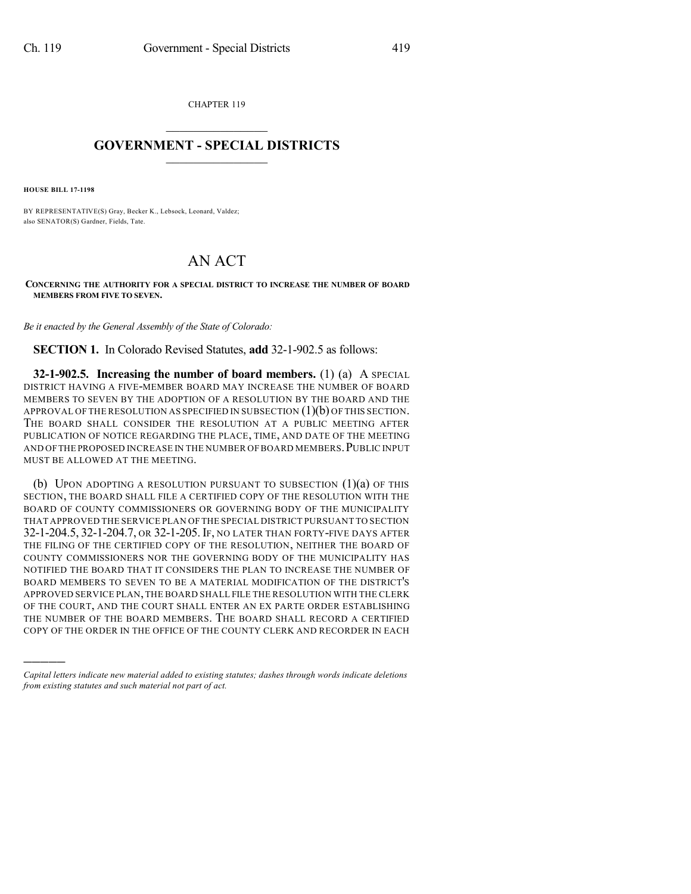CHAPTER 119

# GOVERNMENT - SPECIAL DISTRICTS

**HOUSE BILL 17-1198**

BY REPRESENTATIVE(S) Gray, Becker K., Lebsock, Leonard, Valdez; also SENATOR(S) Gardner, Fields, Tate.

# AN ACT

**CONCERNING THE AUTHORITY FOR A SPECIAL DISTRICT TO INCREASE THE NUMBER OF BOARD MEMBERS FROM FIVE TO SEVEN.**

*Be it enacted by the General Assembly of the State of Colorado:*

**SECTION 1.** In Colorado Revised Statutes, **add** 32-1-902.5 as follows:

**32-1-902.5. Increasing the number of board members.** (1) (a) A SPECIAL DISTRICT HAVING A FIVE-MEMBER BOARD MAY INCREASE THE NUMBER OF BOARD MEMBERS TO SEVEN BY THE ADOPTION OF A RESOLUTION BY THE BOARD AND THE APPROVAL OF THE RESOLUTION AS SPECIFIED IN SUBSECTION (1)(b) OF THIS SECTION. THE BOARD SHALL CONSIDER THE RESOLUTION AT A PUBLIC MEETING AFTER PUBLICATION OF NOTICE REGARDING THE PLACE, TIME, AND DATE OF THE MEETING AND OF THE PROPOSED INCREASE IN THE NUMBER OF BOARD MEMBERS. PUBLIC INPUT MUST BE ALLOWED AT THE MEETING.

(b) UPON ADOPTING A RESOLUTION PURSUANT TO SUBSECTION (1)(a) OF THIS SECTION, THE BOARD SHALL FILE A CERTIFIED COPY OF THE RESOLUTION WITH THE BOARD OF COUNTY COMMISSIONERS OR GOVERNING BODY OF THE MUNICIPALITY THAT APPROVED THE SERVICE PLAN OF THE SPECIAL DISTRICT PURSUANT TO SECTION 32-1-204.5, 32-1-204.7, OR 32-1-205. IF, NO LATER THAN FORTY-FIVE DAYS AFTER THE FILING OF THE CERTIFIED COPY OF THE RESOLUTION, NEITHER THE BOARD OF COUNTY COMMISSIONERS NOR THE GOVERNING BODY OF THE MUNICIPALITY HAS NOTIFIED THE BOARD THAT IT CONSIDERS THE PLAN TO INCREASE THE NUMBER OF BOARD MEMBERS TO SEVEN TO BE A MATERIAL MODIFICATION OF THE DISTRICT'S APPROVED SERVICE PLAN, THE BOARD SHALL FILE THE RESOLUTION WITH THE CLERK OF THE COURT, AND THE COURT SHALL ENTER AN EX PARTE ORDER ESTABLISHING THE NUMBER OF THE BOARD MEMBERS. THE BOARD SHALL RECORD A CERTIFIED COPY OF THE ORDER IN THE OFFICE OF THE COUNTY CLERK AND RECORDER IN EACH

---

*Capital letters indicate new material added to existing statutes; dashes through words indicate deletions from existing statutes and such material not part of act.*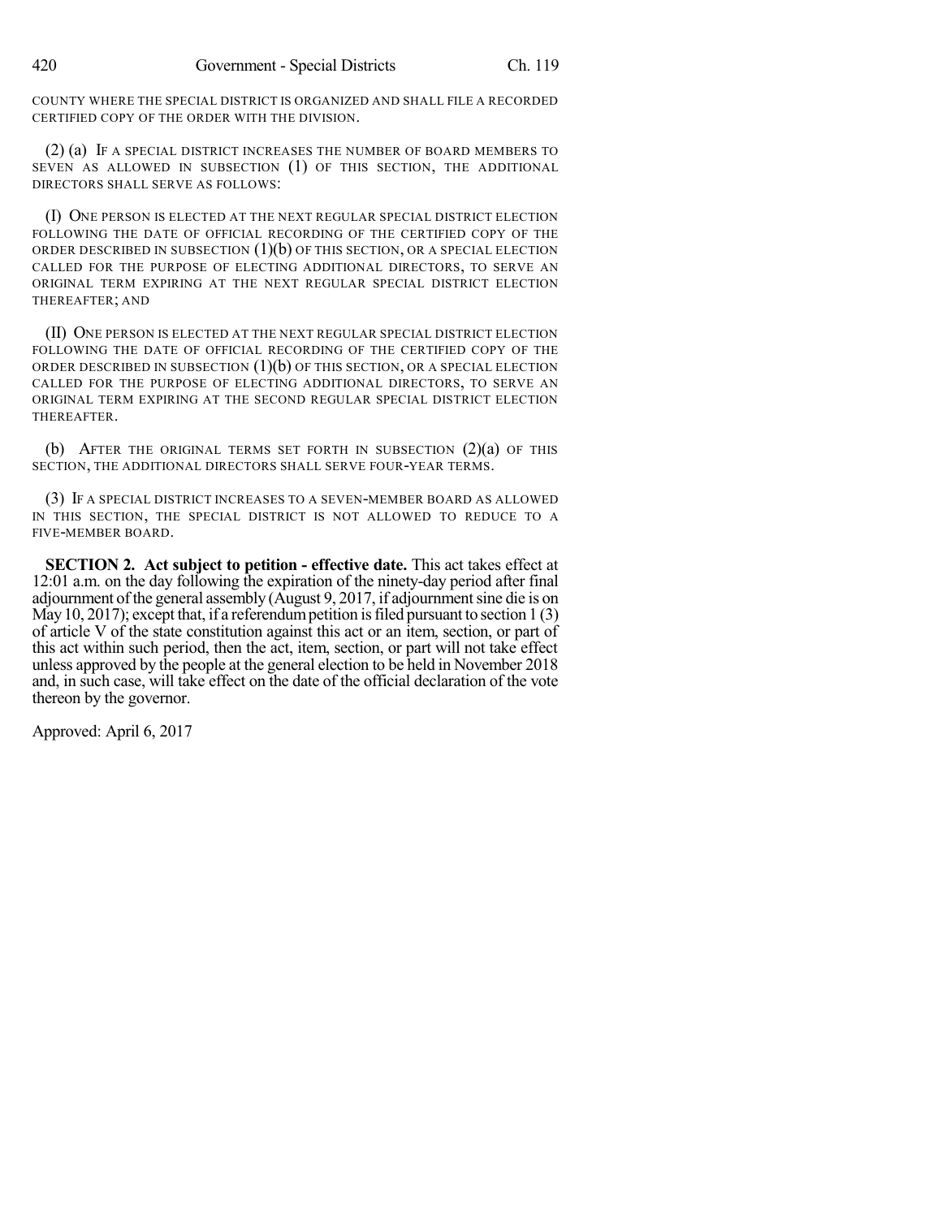COUNTY WHERE THE SPECIAL DISTRICT IS ORGANIZED AND SHALL FILE A RECORDED CERTIFIED COPY OF THE ORDER WITH THE DIVISION.

(2) (a) IF A SPECIAL DISTRICT INCREASES THE NUMBER OF BOARD MEMBERS TO SEVEN AS ALLOWED IN SUBSECTION (1) OF THIS SECTION, THE ADDITIONAL DIRECTORS SHALL SERVE AS FOLLOWS:

(I) ONE PERSON IS ELECTED AT THE NEXT REGULAR SPECIAL DISTRICT ELECTION FOLLOWING THE DATE OF OFFICIAL RECORDING OF THE CERTIFIED COPY OF THE ORDER DESCRIBED IN SUBSECTION (1)(b) OF THIS SECTION, OR A SPECIAL ELECTION CALLED FOR THE PURPOSE OF ELECTING ADDITIONAL DIRECTORS, TO SERVE AN ORIGINAL TERM EXPIRING AT THE NEXT REGULAR SPECIAL DISTRICT ELECTION THEREAFTER; AND

(II) ONE PERSON IS ELECTED AT THE NEXT REGULAR SPECIAL DISTRICT ELECTION FOLLOWING THE DATE OF OFFICIAL RECORDING OF THE CERTIFIED COPY OF THE ORDER DESCRIBED IN SUBSECTION (1)(b) OF THIS SECTION, OR A SPECIAL ELECTION CALLED FOR THE PURPOSE OF ELECTING ADDITIONAL DIRECTORS, TO SERVE AN ORIGINAL TERM EXPIRING AT THE SECOND REGULAR SPECIAL DISTRICT ELECTION THEREAFTER.

(b) AFTER THE ORIGINAL TERMS SET FORTH IN SUBSECTION (2)(a) OF THIS SECTION, THE ADDITIONAL DIRECTORS SHALL SERVE FOUR-YEAR TERMS.

(3) IF A SPECIAL DISTRICT INCREASES TO A SEVEN-MEMBER BOARD AS ALLOWED IN THIS SECTION, THE SPECIAL DISTRICT IS NOT ALLOWED TO REDUCE TO A FIVE-MEMBER BOARD.

**SECTION 2. Act subject to petition - effective date.** This act takes effect at 12:01 a.m. on the day following the expiration of the ninety-day period after final adjournment of the general assembly (August 9, 2017, if adjournment sine die is on May 10, 2017); except that, if a referendum petition is filed pursuant to section 1 (3) of article V of the state constitution against this act or an item, section, or part of this act within such period, then the act, item, section, or part will not take effect unless approved by the people at the general election to be held in November 2018 and, in such case, will take effect on the date of the official declaration of the vote thereon by the governor.

Approved: April 6, 2017